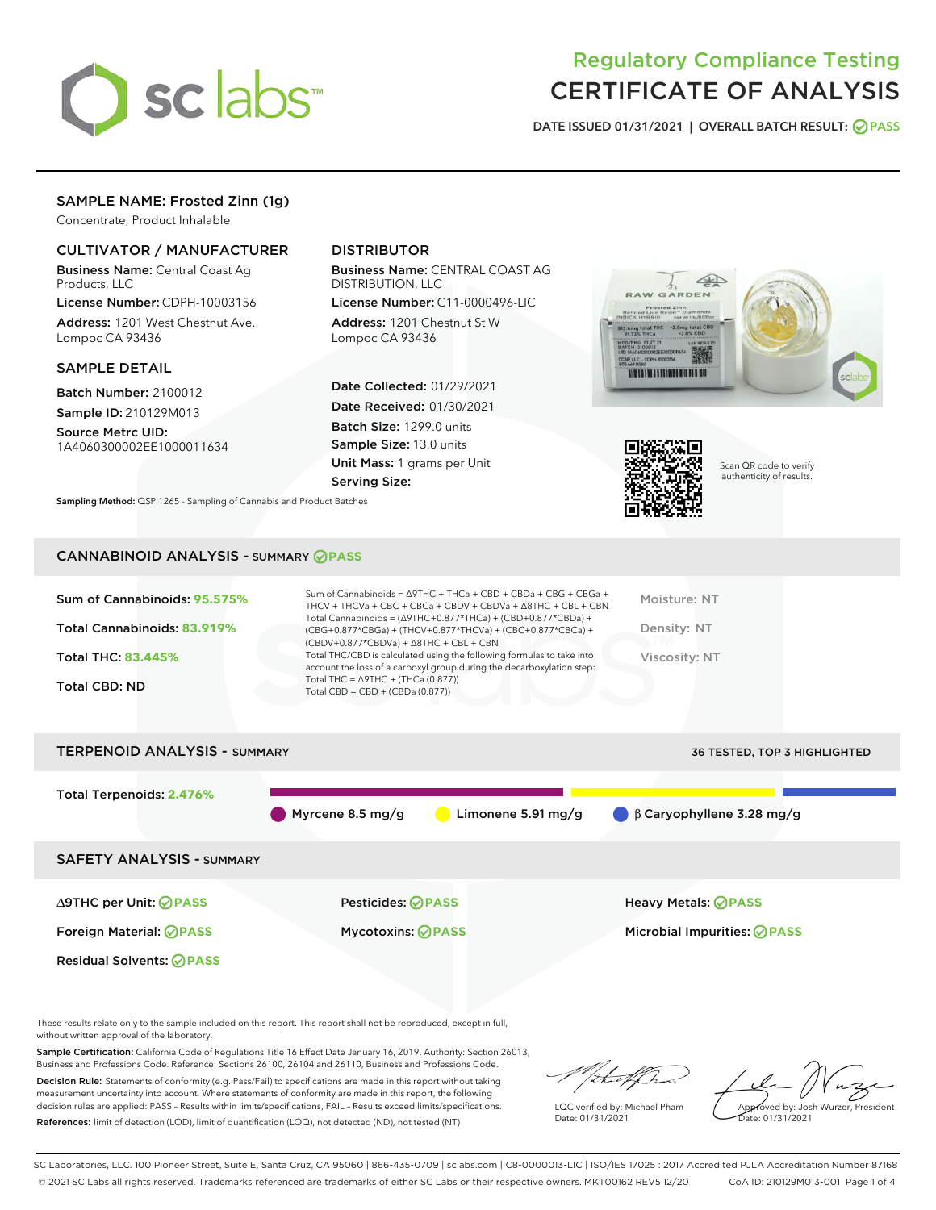# Regulatory Compliance Testing
# CERTIFICATE OF ANALYSIS

DATE ISSUED 01/31/2021 | OVERALL BATCH RESULT: PASS

## SAMPLE NAME: Frosted Zinn (1g)

Concentrate, Product Inhalable

### CULTIVATOR / MANUFACTURER

**Business Name:** Central Coast Ag Products, LLC

**License Number:** CDPH-10003156

**Address:** 1201 West Chestnut Ave. Lompoc CA 93436

### DISTRIBUTOR

**Business Name:** CENTRAL COAST AG DISTRIBUTION, LLC

**License Number:** C11-0000496-LIC

**Address:** 1201 Chestnut St W Lompoc CA 93436

### SAMPLE DETAIL

**Batch Number:** 2100012

**Sample ID:** 210129M013

**Source Metrc UID:** 1A4060300002EE1000011634

**Date Collected:** 01/29/2021

**Date Received:** 01/30/2021

**Batch Size:** 1299.0 units

**Sample Size:** 13.0 units

**Unit Mass:** 1 grams per Unit

**Serving Size:**

**Sampling Method:** QSP 1265 - Sampling of Cannabis and Product Batches

Scan QR code to verify authenticity of results.

## CANNABINOID ANALYSIS - SUMMARY PASS

**Sum of Cannabinoids:** 95.575%

**Total Cannabinoids:** 83.919%

**Total THC:** 83.445%

**Total CBD:** ND

Sum of Cannabinoids = Δ9THC + THCa + CBD + CBDa + CBG + CBGa + THCV + THCVa + CBC + CBCa + CBDV + CBDVa + Δ8THC + CBL + CBN

Total Cannabinoids = (Δ9THC+0.877*THCa) + (CBD+0.877*CBDa) + (CBG+0.877*CBGa) + (THCV+0.877*THCVa) + (CBC+0.877*CBCa) + (CBDV+0.877*CBDVa) + Δ8THC + CBL + CBN

Total THC/CBD is calculated using the following formulas to take into account the loss of a carboxyl group during the decarboxylation step:

Total THC = Δ9THC + (THCa (0.877))

Total CBD = CBD + (CBDa (0.877))

Moisture: NT

Density: NT

Viscosity: NT

## TERPENOID ANALYSIS - SUMMARY

36 TESTED, TOP 3 HIGHLIGHTED

**Total Terpenoids:** 2.476%

Myrcene 8.5 mg/g | Limonene 5.91 mg/g | β Caryophyllene 3.28 mg/g

## SAFETY ANALYSIS - SUMMARY

| | | |
|---|---|---|
| Δ9THC per Unit: PASS | Pesticides: PASS | Heavy Metals: PASS |
| Foreign Material: PASS | Mycotoxins: PASS | Microbial Impurities: PASS |
| Residual Solvents: PASS | | |

These results relate only to the sample included on this report. This report shall not be reproduced, except in full, without written approval of the laboratory.

**Sample Certification:** California Code of Regulations Title 16 Effect Date January 16, 2019. Authority: Section 26013, Business and Professions Code. Reference: Sections 26100, 26104 and 26110, Business and Professions Code.

**Decision Rule:** Statements of conformity (e.g. Pass/Fail) to specifications are made in this report without taking measurement uncertainty into account. Where statements of conformity are made in this report, the following decision rules are applied: PASS – Results within limits/specifications, FAIL – Results exceed limits/specifications.

**References:** limit of detection (LOD), limit of quantification (LOQ), not detected (ND), not tested (NT)

LQC verified by: Michael Pham
Date: 01/31/2021

Approved by: Josh Wurzer, President
Date: 01/31/2021

SC Laboratories, LLC. 100 Pioneer Street, Suite E, Santa Cruz, CA 95060 | 866-435-0709 | sclabs.com | C8-0000013-LIC | ISO/IES 17025 : 2017 Accredited PJLA Accreditation Number 87168
© 2021 SC Labs all rights reserved. Trademarks referenced are trademarks of either SC Labs or their respective owners. MKT00162 REV5 12/20 CoA ID: 210129M013-001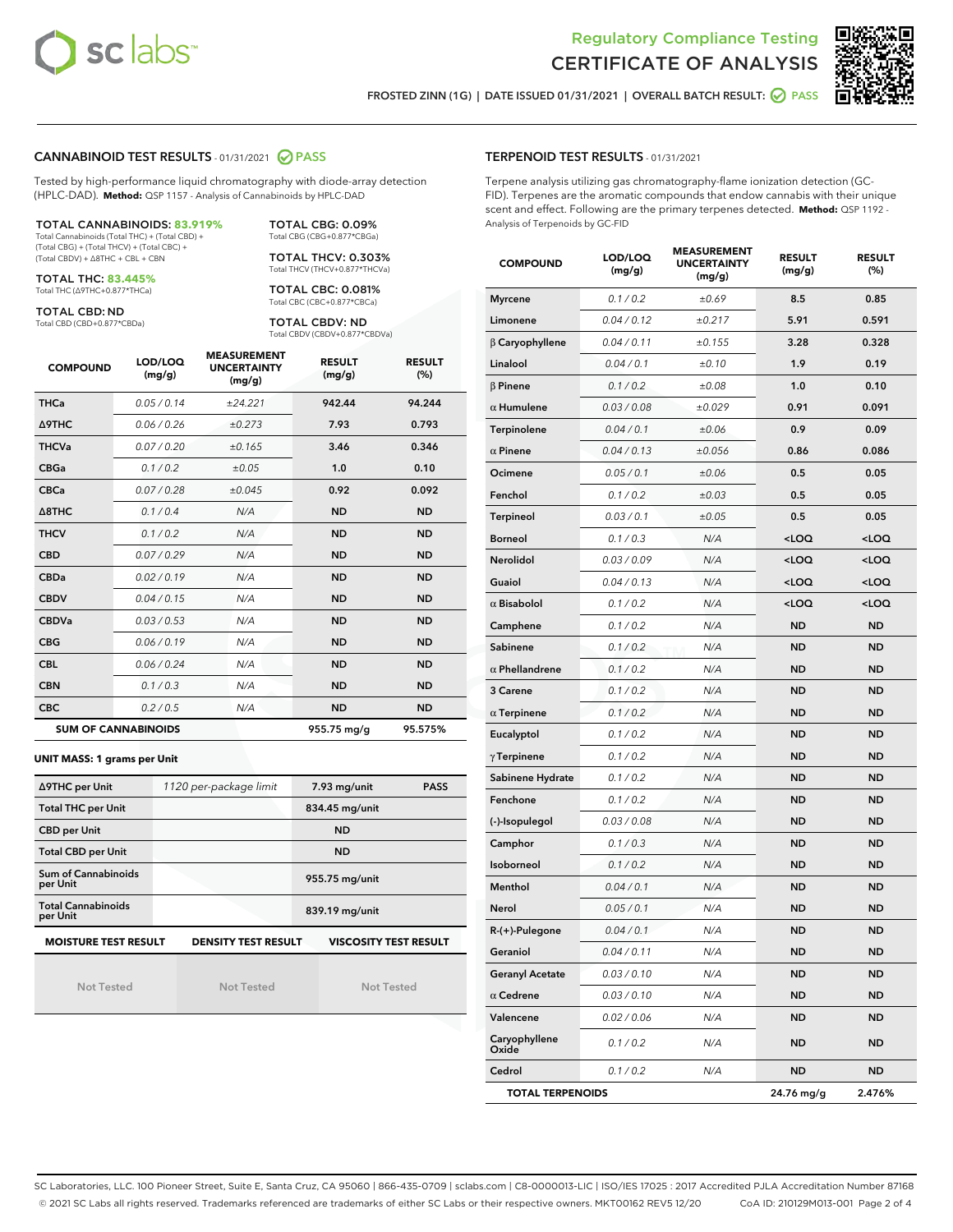# Regulatory Compliance Testing
# CERTIFICATE OF ANALYSIS

FROSTED ZINN (1G) | DATE ISSUED 01/31/2021 | OVERALL BATCH RESULT: PASS

## CANNABINOID TEST RESULTS - 01/31/2021 PASS

Tested by high-performance liquid chromatography with diode-array detection (HPLC-DAD). **Method:** QSP 1157 - Analysis of Cannabinoids by HPLC-DAD

**TOTAL CANNABINOIDS: 83.919%**
Total Cannabinoids (Total THC) + (Total CBD) + (Total CBG) + (Total THCV) + (Total CBC) + (Total CBDV) + Δ8THC + CBL + CBN

**TOTAL THC: 83.445%**
Total THC (Δ9THC+0.877*THCa)

**TOTAL CBD: ND**
Total CBD (CBD+0.877*CBDa)

**TOTAL CBG: 0.09%**
Total CBG (CBG+0.877*CBGa)

**TOTAL THCV: 0.303%**
Total THCV (THCV+0.877*THCVa)

**TOTAL CBC: 0.081%**
Total CBC (CBC+0.877*CBCa)

**TOTAL CBDV: ND**
Total CBDV (CBDV+0.877*CBDVa)

| COMPOUND | LOD/LOQ (mg/g) | MEASUREMENT UNCERTAINTY (mg/g) | RESULT (mg/g) | RESULT (%) |
|---|---|---|---|---|
| THCa | 0.05 / 0.14 | ±24.221 | 942.44 | 94.244 |
| Δ9THC | 0.06 / 0.26 | ±0.273 | 7.93 | 0.793 |
| THCVa | 0.07 / 0.20 | ±0.165 | 3.46 | 0.346 |
| CBGa | 0.1 / 0.2 | ±0.05 | 1.0 | 0.10 |
| CBCa | 0.07 / 0.28 | ±0.045 | 0.92 | 0.092 |
| Δ8THC | 0.1 / 0.4 | N/A | ND | ND |
| THCV | 0.1 / 0.2 | N/A | ND | ND |
| CBD | 0.07 / 0.29 | N/A | ND | ND |
| CBDa | 0.02 / 0.19 | N/A | ND | ND |
| CBDV | 0.04 / 0.15 | N/A | ND | ND |
| CBDVa | 0.03 / 0.53 | N/A | ND | ND |
| CBG | 0.06 / 0.19 | N/A | ND | ND |
| CBL | 0.06 / 0.24 | N/A | ND | ND |
| CBN | 0.1 / 0.3 | N/A | ND | ND |
| CBC | 0.2 / 0.5 | N/A | ND | ND |
| **SUM OF CANNABINOIDS** | | | 955.75 mg/g | 95.575% |

**UNIT MASS: 1 grams per Unit**

| | | | |
|---|---|---|---|
| Δ9THC per Unit | 1120 per-package limit | 7.93 mg/unit | PASS |
| Total THC per Unit | | 834.45 mg/unit | |
| CBD per Unit | | ND | |
| Total CBD per Unit | | ND | |
| Sum of Cannabinoids per Unit | | 955.75 mg/unit | |
| Total Cannabinoids per Unit | | 839.19 mg/unit | |

| MOISTURE TEST RESULT | DENSITY TEST RESULT | VISCOSITY TEST RESULT |
|---|---|---|
| Not Tested | Not Tested | Not Tested |

## TERPENOID TEST RESULTS - 01/31/2021

Terpene analysis utilizing gas chromatography-flame ionization detection (GC-FID). Terpenes are the aromatic compounds that endow cannabis with their unique scent and effect. Following are the primary terpenes detected. **Method:** QSP 1192 - Analysis of Terpenoids by GC-FID

| COMPOUND | LOD/LOQ (mg/g) | MEASUREMENT UNCERTAINTY (mg/g) | RESULT (mg/g) | RESULT (%) |
|---|---|---|---|---|
| Myrcene | 0.1 / 0.2 | ±0.69 | 8.5 | 0.85 |
| Limonene | 0.04 / 0.12 | ±0.217 | 5.91 | 0.591 |
| β Caryophyllene | 0.04 / 0.11 | ±0.155 | 3.28 | 0.328 |
| Linalool | 0.04 / 0.1 | ±0.10 | 1.9 | 0.19 |
| β Pinene | 0.1 / 0.2 | ±0.08 | 1.0 | 0.10 |
| α Humulene | 0.03 / 0.08 | ±0.029 | 0.91 | 0.091 |
| Terpinolene | 0.04 / 0.1 | ±0.06 | 0.9 | 0.09 |
| α Pinene | 0.04 / 0.13 | ±0.056 | 0.86 | 0.086 |
| Ocimene | 0.05 / 0.1 | ±0.06 | 0.5 | 0.05 |
| Fenchol | 0.1 / 0.2 | ±0.03 | 0.5 | 0.05 |
| Terpineol | 0.03 / 0.1 | ±0.05 | 0.5 | 0.05 |
| Borneol | 0.1 / 0.3 | N/A | <LOQ | <LOQ |
| Nerolidol | 0.03 / 0.09 | N/A | <LOQ | <LOQ |
| Guaiol | 0.04 / 0.13 | N/A | <LOQ | <LOQ |
| α Bisabolol | 0.1 / 0.2 | N/A | <LOQ | <LOQ |
| Camphene | 0.1 / 0.2 | N/A | ND | ND |
| Sabinene | 0.1 / 0.2 | N/A | ND | ND |
| α Phellandrene | 0.1 / 0.2 | N/A | ND | ND |
| 3 Carene | 0.1 / 0.2 | N/A | ND | ND |
| α Terpinene | 0.1 / 0.2 | N/A | ND | ND |
| Eucalyptol | 0.1 / 0.2 | N/A | ND | ND |
| γ Terpinene | 0.1 / 0.2 | N/A | ND | ND |
| Sabinene Hydrate | 0.1 / 0.2 | N/A | ND | ND |
| Fenchone | 0.1 / 0.2 | N/A | ND | ND |
| (-)-Isopulegol | 0.03 / 0.08 | N/A | ND | ND |
| Camphor | 0.1 / 0.3 | N/A | ND | ND |
| Isoborneol | 0.1 / 0.2 | N/A | ND | ND |
| Menthol | 0.04 / 0.1 | N/A | ND | ND |
| Nerol | 0.05 / 0.1 | N/A | ND | ND |
| R-(+)-Pulegone | 0.04 / 0.1 | N/A | ND | ND |
| Geraniol | 0.04 / 0.11 | N/A | ND | ND |
| Geranyl Acetate | 0.03 / 0.10 | N/A | ND | ND |
| α Cedrene | 0.03 / 0.10 | N/A | ND | ND |
| Valencene | 0.02 / 0.06 | N/A | ND | ND |
| Caryophyllene Oxide | 0.1 / 0.2 | N/A | ND | ND |
| Cedrol | 0.1 / 0.2 | N/A | ND | ND |
| **TOTAL TERPENOIDS** | | | 24.76 mg/g | 2.476% |

SC Laboratories, LLC. 100 Pioneer Street, Suite E, Santa Cruz, CA 95060 | 866-435-0709 | sclabs.com | C8-0000013-LIC | ISO/IES 17025 : 2017 Accredited PJLA Accreditation Number 87168
© 2021 SC Labs all rights reserved. Trademarks referenced are trademarks of either SC Labs or their respective owners. MKT00162 REV5 12/20 CoA ID: 210129M013-001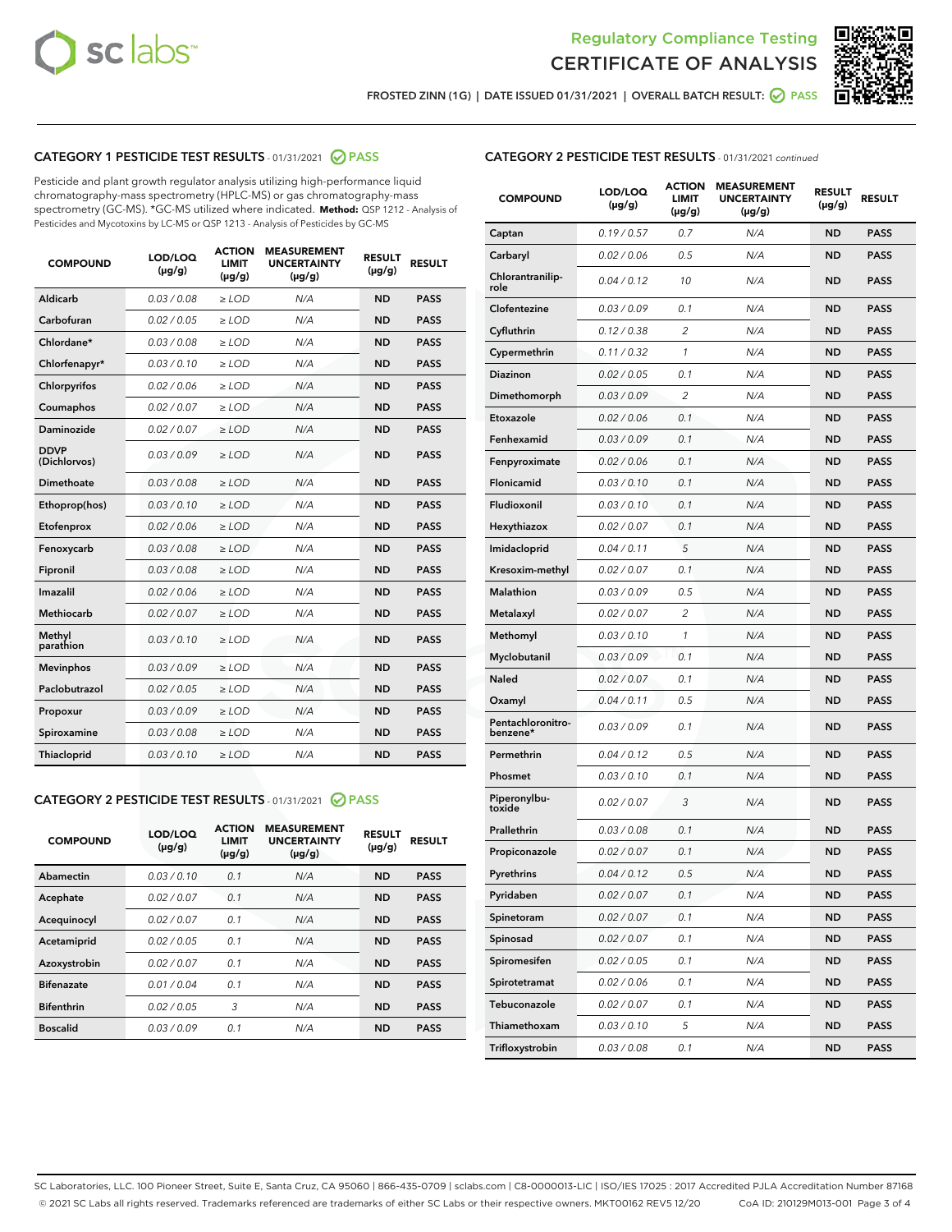Regulatory Compliance Testing
# CERTIFICATE OF ANALYSIS

FROSTED ZINN (1G) | DATE ISSUED 01/31/2021 | OVERALL BATCH RESULT: PASS

## CATEGORY 1 PESTICIDE TEST RESULTS - 01/31/2021 PASS

Pesticide and plant growth regulator analysis utilizing high-performance liquid chromatography-mass spectrometry (HPLC-MS) or gas chromatography-mass spectrometry (GC-MS). *GC-MS utilized where indicated. **Method:** QSP 1212 - Analysis of Pesticides and Mycotoxins by LC-MS or QSP 1213 - Analysis of Pesticides by GC-MS

| COMPOUND | LOD/LOQ (µg/g) | ACTION LIMIT (µg/g) | MEASUREMENT UNCERTAINTY (µg/g) | RESULT (µg/g) | RESULT |
|---|---|---|---|---|---|
| Aldicarb | 0.03 / 0.08 | ≥ LOD | N/A | ND | PASS |
| Carbofuran | 0.02 / 0.05 | ≥ LOD | N/A | ND | PASS |
| Chlordane* | 0.03 / 0.08 | ≥ LOD | N/A | ND | PASS |
| Chlorfenapyr* | 0.03 / 0.10 | ≥ LOD | N/A | ND | PASS |
| Chlorpyrifos | 0.02 / 0.06 | ≥ LOD | N/A | ND | PASS |
| Coumaphos | 0.02 / 0.07 | ≥ LOD | N/A | ND | PASS |
| Daminozide | 0.02 / 0.07 | ≥ LOD | N/A | ND | PASS |
| DDVP (Dichlorvos) | 0.03 / 0.09 | ≥ LOD | N/A | ND | PASS |
| Dimethoate | 0.03 / 0.08 | ≥ LOD | N/A | ND | PASS |
| Ethoprop(hos) | 0.03 / 0.10 | ≥ LOD | N/A | ND | PASS |
| Etofenprox | 0.02 / 0.06 | ≥ LOD | N/A | ND | PASS |
| Fenoxycarb | 0.03 / 0.08 | ≥ LOD | N/A | ND | PASS |
| Fipronil | 0.03 / 0.08 | ≥ LOD | N/A | ND | PASS |
| Imazalil | 0.02 / 0.06 | ≥ LOD | N/A | ND | PASS |
| Methiocarb | 0.02 / 0.07 | ≥ LOD | N/A | ND | PASS |
| Methyl parathion | 0.03 / 0.10 | ≥ LOD | N/A | ND | PASS |
| Mevinphos | 0.03 / 0.09 | ≥ LOD | N/A | ND | PASS |
| Paclobutrazol | 0.02 / 0.05 | ≥ LOD | N/A | ND | PASS |
| Propoxur | 0.03 / 0.09 | ≥ LOD | N/A | ND | PASS |
| Spiroxamine | 0.03 / 0.08 | ≥ LOD | N/A | ND | PASS |
| Thiacloprid | 0.03 / 0.10 | ≥ LOD | N/A | ND | PASS |

## CATEGORY 2 PESTICIDE TEST RESULTS - 01/31/2021 PASS

| COMPOUND | LOD/LOQ (µg/g) | ACTION LIMIT (µg/g) | MEASUREMENT UNCERTAINTY (µg/g) | RESULT (µg/g) | RESULT |
|---|---|---|---|---|---|
| Abamectin | 0.03 / 0.10 | 0.1 | N/A | ND | PASS |
| Acephate | 0.02 / 0.07 | 0.1 | N/A | ND | PASS |
| Acequinocyl | 0.02 / 0.07 | 0.1 | N/A | ND | PASS |
| Acetamiprid | 0.02 / 0.05 | 0.1 | N/A | ND | PASS |
| Azoxystrobin | 0.02 / 0.07 | 0.1 | N/A | ND | PASS |
| Bifenazate | 0.01 / 0.04 | 0.1 | N/A | ND | PASS |
| Bifenthrin | 0.02 / 0.05 | 3 | N/A | ND | PASS |
| Boscalid | 0.03 / 0.09 | 0.1 | N/A | ND | PASS |
| Captan | 0.19 / 0.57 | 0.7 | N/A | ND | PASS |
| Carbaryl | 0.02 / 0.06 | 0.5 | N/A | ND | PASS |
| Chlorantraniliprole | 0.04 / 0.12 | 10 | N/A | ND | PASS |
| Clofentezine | 0.03 / 0.09 | 0.1 | N/A | ND | PASS |
| Cyfluthrin | 0.12 / 0.38 | 2 | N/A | ND | PASS |
| Cypermethrin | 0.11 / 0.32 | 1 | N/A | ND | PASS |
| Diazinon | 0.02 / 0.05 | 0.1 | N/A | ND | PASS |
| Dimethomorph | 0.03 / 0.09 | 2 | N/A | ND | PASS |
| Etoxazole | 0.02 / 0.06 | 0.1 | N/A | ND | PASS |
| Fenhexamid | 0.03 / 0.09 | 0.1 | N/A | ND | PASS |
| Fenpyroximate | 0.02 / 0.06 | 0.1 | N/A | ND | PASS |
| Flonicamid | 0.03 / 0.10 | 0.1 | N/A | ND | PASS |
| Fludioxonil | 0.03 / 0.10 | 0.1 | N/A | ND | PASS |
| Hexythiazox | 0.02 / 0.07 | 0.1 | N/A | ND | PASS |
| Imidacloprid | 0.04 / 0.11 | 5 | N/A | ND | PASS |
| Kresoxim-methyl | 0.02 / 0.07 | 0.1 | N/A | ND | PASS |
| Malathion | 0.03 / 0.09 | 0.5 | N/A | ND | PASS |
| Metalaxyl | 0.02 / 0.07 | 2 | N/A | ND | PASS |
| Methomyl | 0.03 / 0.10 | 1 | N/A | ND | PASS |
| Myclobutanil | 0.03 / 0.09 | 0.1 | N/A | ND | PASS |
| Naled | 0.02 / 0.07 | 0.1 | N/A | ND | PASS |
| Oxamyl | 0.04 / 0.11 | 0.5 | N/A | ND | PASS |
| Pentachloronitrobenzene* | 0.03 / 0.09 | 0.1 | N/A | ND | PASS |
| Permethrin | 0.04 / 0.12 | 0.5 | N/A | ND | PASS |
| Phosmet | 0.03 / 0.10 | 0.1 | N/A | ND | PASS |
| Piperonylbutoxide | 0.02 / 0.07 | 3 | N/A | ND | PASS |
| Prallethrin | 0.03 / 0.08 | 0.1 | N/A | ND | PASS |
| Propiconazole | 0.02 / 0.07 | 0.1 | N/A | ND | PASS |
| Pyrethrins | 0.04 / 0.12 | 0.5 | N/A | ND | PASS |
| Pyridaben | 0.02 / 0.07 | 0.1 | N/A | ND | PASS |
| Spinetoram | 0.02 / 0.07 | 0.1 | N/A | ND | PASS |
| Spinosad | 0.02 / 0.07 | 0.1 | N/A | ND | PASS |
| Spiromesifen | 0.02 / 0.05 | 0.1 | N/A | ND | PASS |
| Spirotetramat | 0.02 / 0.06 | 0.1 | N/A | ND | PASS |
| Tebuconazole | 0.02 / 0.07 | 0.1 | N/A | ND | PASS |
| Thiamethoxam | 0.03 / 0.10 | 5 | N/A | ND | PASS |
| Trifloxystrobin | 0.03 / 0.08 | 0.1 | N/A | ND | PASS |

SC Laboratories, LLC. 100 Pioneer Street, Suite E, Santa Cruz, CA 95060 | 866-435-0709 | sclabs.com | C8-0000013-LIC | ISO/IES 17025 : 2017 Accredited PJLA Accreditation Number 87168
© 2021 SC Labs all rights reserved. Trademarks referenced are trademarks of either SC Labs or their respective owners. MKT00162 REV5 12/20 CoA ID: 210129M013-001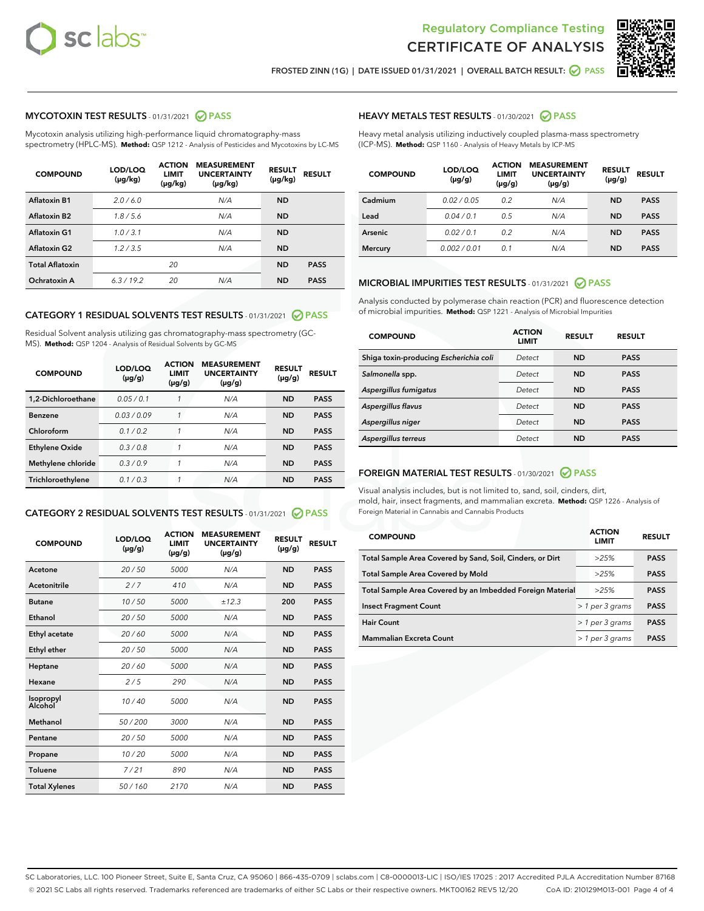Regulatory Compliance Testing

# CERTIFICATE OF ANALYSIS

FROSTED ZINN (1G) | DATE ISSUED 01/31/2021 | OVERALL BATCH RESULT: PASS

## MYCOTOXIN TEST RESULTS - 01/31/2021 PASS

Mycotoxin analysis utilizing high-performance liquid chromatography-mass spectrometry (HPLC-MS). **Method:** QSP 1212 - Analysis of Pesticides and Mycotoxins by LC-MS

| COMPOUND | LOD/LOQ (μg/kg) | ACTION LIMIT (μg/kg) | MEASUREMENT UNCERTAINTY (μg/kg) | RESULT (μg/kg) | RESULT |
|---|---|---|---|---|---|
| Aflatoxin B1 | 2.0 / 6.0 | | N/A | ND | |
| Aflatoxin B2 | 1.8 / 5.6 | | N/A | ND | |
| Aflatoxin G1 | 1.0 / 3.1 | | N/A | ND | |
| Aflatoxin G2 | 1.2 / 3.5 | | N/A | ND | |
| Total Aflatoxin | | 20 | | ND | PASS |
| Ochratoxin A | 6.3 / 19.2 | 20 | N/A | ND | PASS |

## CATEGORY 1 RESIDUAL SOLVENTS TEST RESULTS - 01/31/2021 PASS

Residual Solvent analysis utilizing gas chromatography-mass spectrometry (GC-MS). **Method:** QSP 1204 - Analysis of Residual Solvents by GC-MS

| COMPOUND | LOD/LOQ (μg/g) | ACTION LIMIT (μg/g) | MEASUREMENT UNCERTAINTY (μg/g) | RESULT (μg/g) | RESULT |
|---|---|---|---|---|---|
| 1,2-Dichloroethane | 0.05 / 0.1 | 1 | N/A | ND | PASS |
| Benzene | 0.03 / 0.09 | 1 | N/A | ND | PASS |
| Chloroform | 0.1 / 0.2 | 1 | N/A | ND | PASS |
| Ethylene Oxide | 0.3 / 0.8 | 1 | N/A | ND | PASS |
| Methylene chloride | 0.3 / 0.9 | 1 | N/A | ND | PASS |
| Trichloroethylene | 0.1 / 0.3 | 1 | N/A | ND | PASS |

## CATEGORY 2 RESIDUAL SOLVENTS TEST RESULTS - 01/31/2021 PASS

| COMPOUND | LOD/LOQ (μg/g) | ACTION LIMIT (μg/g) | MEASUREMENT UNCERTAINTY (μg/g) | RESULT (μg/g) | RESULT |
|---|---|---|---|---|---|
| Acetone | 20 / 50 | 5000 | N/A | ND | PASS |
| Acetonitrile | 2 / 7 | 410 | N/A | ND | PASS |
| Butane | 10 / 50 | 5000 | ±12.3 | 200 | PASS |
| Ethanol | 20 / 50 | 5000 | N/A | ND | PASS |
| Ethyl acetate | 20 / 60 | 5000 | N/A | ND | PASS |
| Ethyl ether | 20 / 50 | 5000 | N/A | ND | PASS |
| Heptane | 20 / 60 | 5000 | N/A | ND | PASS |
| Hexane | 2 / 5 | 290 | N/A | ND | PASS |
| Isopropyl Alcohol | 10 / 40 | 5000 | N/A | ND | PASS |
| Methanol | 50 / 200 | 3000 | N/A | ND | PASS |
| Pentane | 20 / 50 | 5000 | N/A | ND | PASS |
| Propane | 10 / 20 | 5000 | N/A | ND | PASS |
| Toluene | 7 / 21 | 890 | N/A | ND | PASS |
| Total Xylenes | 50 / 160 | 2170 | N/A | ND | PASS |

## HEAVY METALS TEST RESULTS - 01/30/2021 PASS

Heavy metal analysis utilizing inductively coupled plasma-mass spectrometry (ICP-MS). **Method:** QSP 1160 - Analysis of Heavy Metals by ICP-MS

| COMPOUND | LOD/LOQ (μg/g) | ACTION LIMIT (μg/g) | MEASUREMENT UNCERTAINTY (μg/g) | RESULT (μg/g) | RESULT |
|---|---|---|---|---|---|
| Cadmium | 0.02 / 0.05 | 0.2 | N/A | ND | PASS |
| Lead | 0.04 / 0.1 | 0.5 | N/A | ND | PASS |
| Arsenic | 0.02 / 0.1 | 0.2 | N/A | ND | PASS |
| Mercury | 0.002 / 0.01 | 0.1 | N/A | ND | PASS |

## MICROBIAL IMPURITIES TEST RESULTS - 01/31/2021 PASS

Analysis conducted by polymerase chain reaction (PCR) and fluorescence detection of microbial impurities. **Method:** QSP 1221 - Analysis of Microbial Impurities

| COMPOUND | ACTION LIMIT | RESULT | RESULT |
|---|---|---|---|
| *Shiga toxin-producing Escherichia coli* | Detect | ND | PASS |
| *Salmonella* spp. | Detect | ND | PASS |
| *Aspergillus fumigatus* | Detect | ND | PASS |
| *Aspergillus flavus* | Detect | ND | PASS |
| *Aspergillus niger* | Detect | ND | PASS |
| *Aspergillus terreus* | Detect | ND | PASS |

## FOREIGN MATERIAL TEST RESULTS - 01/30/2021 PASS

Visual analysis includes, but is not limited to, sand, soil, cinders, dirt, mold, hair, insect fragments, and mammalian excreta. **Method:** QSP 1226 - Analysis of Foreign Material in Cannabis and Cannabis Products

| COMPOUND | ACTION LIMIT | RESULT |
|---|---|---|
| Total Sample Area Covered by Sand, Soil, Cinders, or Dirt | >25% | PASS |
| Total Sample Area Covered by Mold | >25% | PASS |
| Total Sample Area Covered by an Imbedded Foreign Material | >25% | PASS |
| Insect Fragment Count | > 1 per 3 grams | PASS |
| Hair Count | > 1 per 3 grams | PASS |
| Mammalian Excreta Count | > 1 per 3 grams | PASS |

SC Laboratories, LLC. 100 Pioneer Street, Suite E, Santa Cruz, CA 95060 | 866-435-0709 | sclabs.com | C8-0000013-LIC | ISO/IES 17025 : 2017 Accredited PJLA Accreditation Number 87168

© 2021 SC Labs all rights reserved. Trademarks referenced are trademarks of either SC Labs or their respective owners. MKT00162 REV5 12/20 CoA ID: 210129M013-001